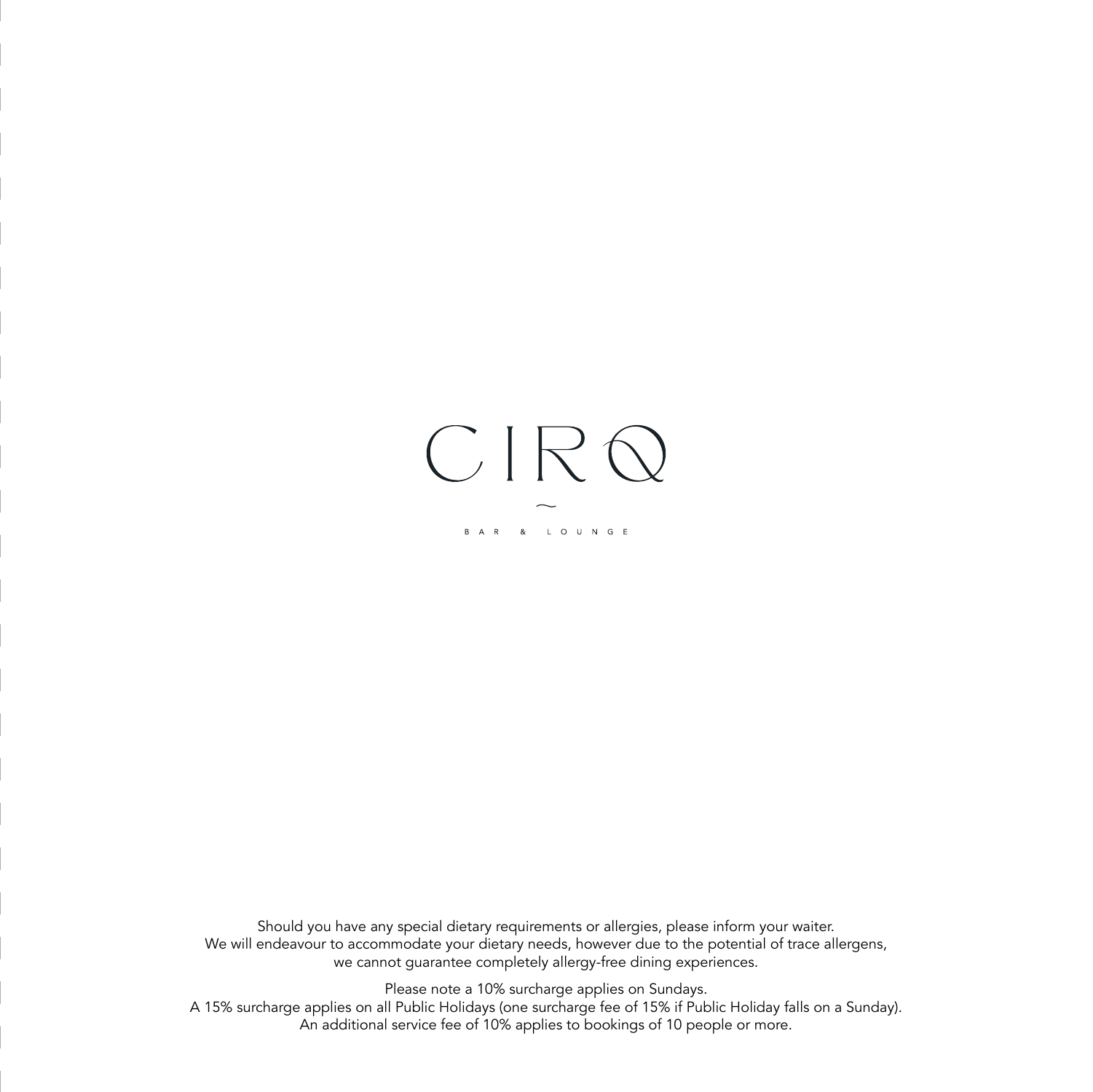# CIRQ

~

BAR & LOUNGE

Should you have any special dietary requirements or allergies, please inform your waiter.
We will endeavour to accommodate your dietary needs, however due to the potential of trace allergens,
we cannot guarantee completely allergy-free dining experiences.

Please note a 10% surcharge applies on Sundays.
A 15% surcharge applies on all Public Holidays (one surcharge fee of 15% if Public Holiday falls on a Sunday).
An additional service fee of 10% applies to bookings of 10 people or more.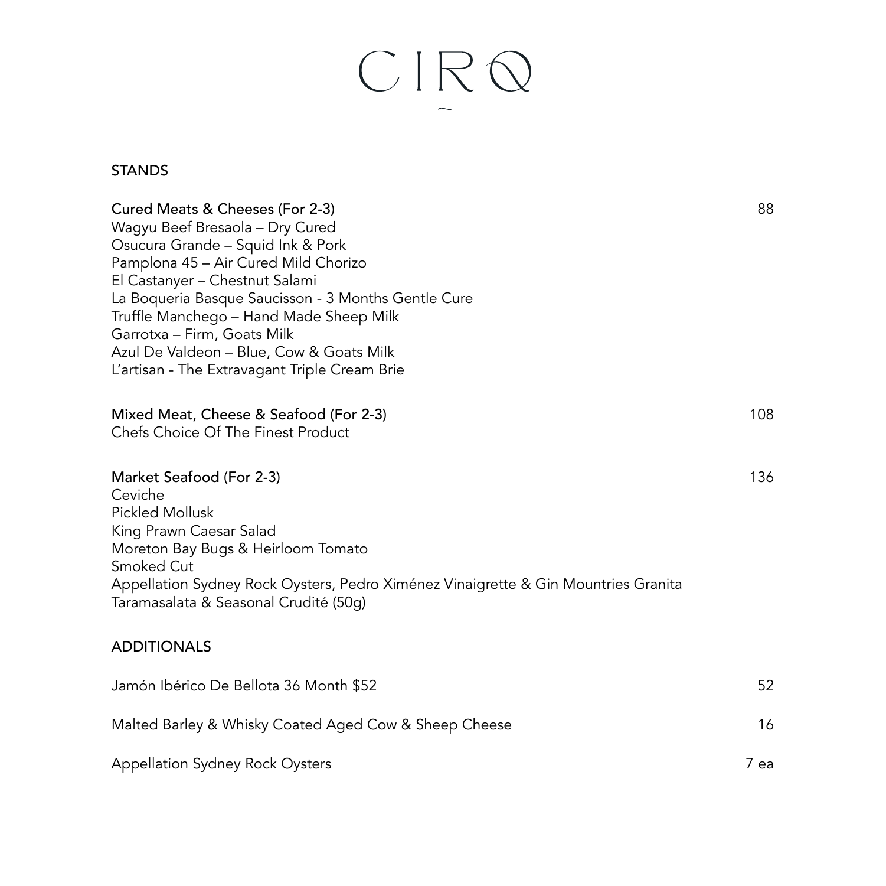# CIRQ

## STANDS

**Cured Meats & Cheeses (For 2-3)** 88

Wagyu Beef Bresaola – Dry Cured
Osucura Grande – Squid Ink & Pork
Pamplona 45 – Air Cured Mild Chorizo
El Castanyer – Chestnut Salami
La Boqueria Basque Saucisson - 3 Months Gentle Cure
Truffle Manchego – Hand Made Sheep Milk
Garrotxa – Firm, Goats Milk
Azul De Valdeon – Blue, Cow & Goats Milk
L'artisan - The Extravagant Triple Cream Brie

**Mixed Meat, Cheese & Seafood (For 2-3)** 108

Chefs Choice Of The Finest Product

**Market Seafood (For 2-3)** 136

Ceviche
Pickled Mollusk
King Prawn Caesar Salad
Moreton Bay Bugs & Heirloom Tomato
Smoked Cut
Appellation Sydney Rock Oysters, Pedro Ximénez Vinaigrette & Gin Mountries Granita
Taramasalata & Seasonal Crudité (50g)

## ADDITIONALS

Jamón Ibérico De Bellota 36 Month $52 52

Malted Barley & Whisky Coated Aged Cow & Sheep Cheese 16

Appellation Sydney Rock Oysters 7 ea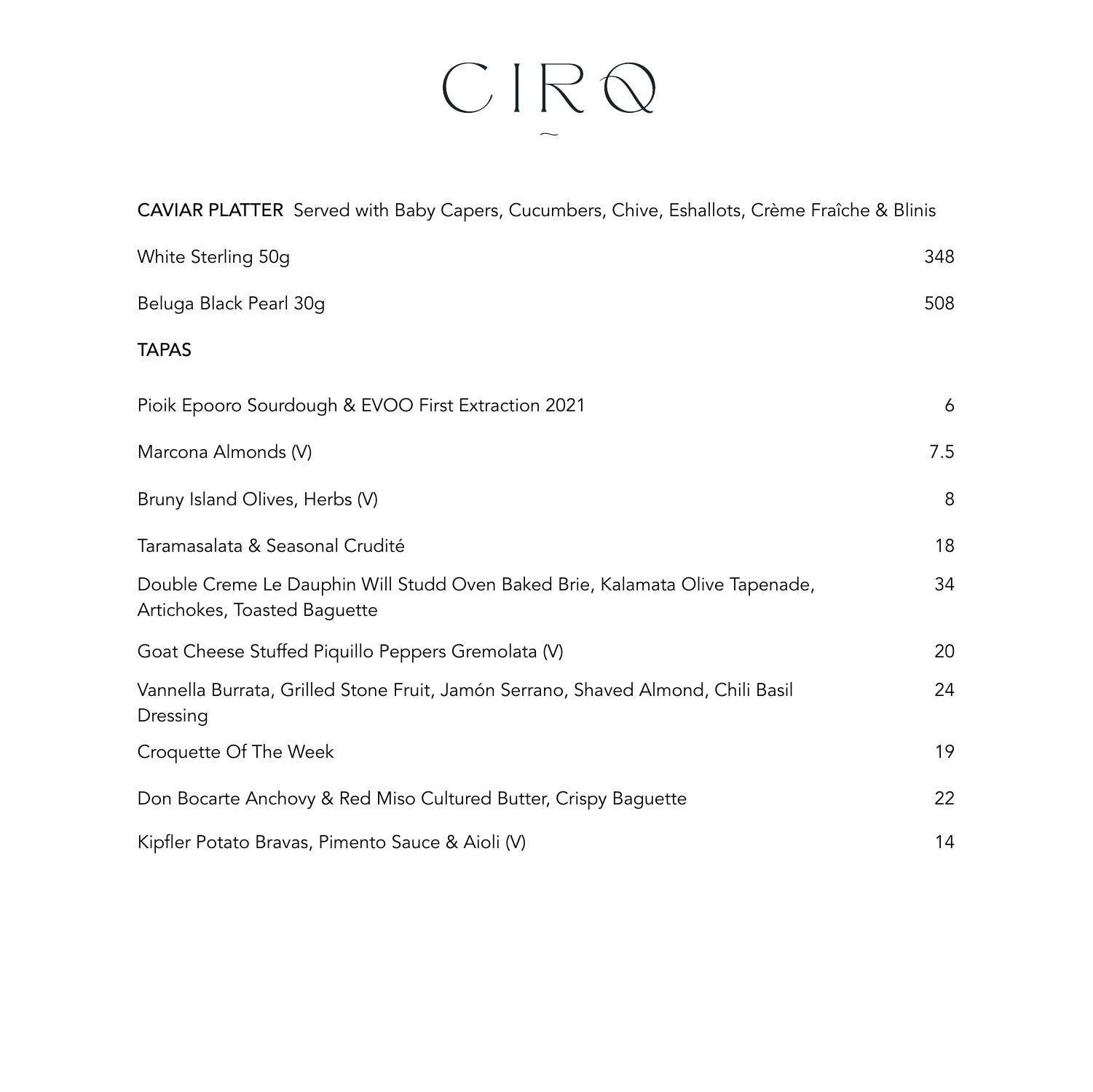# CIRQ

**CAVIAR PLATTER** Served with Baby Capers, Cucumbers, Chive, Eshallots, Crème Fraîche & Blinis

| | |
|---|---|
| White Sterling 50g | 348 |
| Beluga Black Pearl 30g | 508 |

**TAPAS**

| | |
|---|---|
| Pioik Epooro Sourdough & EVOO First Extraction 2021 | 6 |
| Marcona Almonds (V) | 7.5 |
| Bruny Island Olives, Herbs (V) | 8 |
| Taramasalata & Seasonal Crudité | 18 |
| Double Creme Le Dauphin Will Studd Oven Baked Brie, Kalamata Olive Tapenade, Artichokes, Toasted Baguette | 34 |
| Goat Cheese Stuffed Piquillo Peppers Gremolata (V) | 20 |
| Vannella Burrata, Grilled Stone Fruit, Jamón Serrano, Shaved Almond, Chili Basil Dressing | 24 |
| Croquette Of The Week | 19 |
| Don Bocarte Anchovy & Red Miso Cultured Butter, Crispy Baguette | 22 |
| Kipfler Potato Bravas, Pimento Sauce & Aioli (V) | 14 |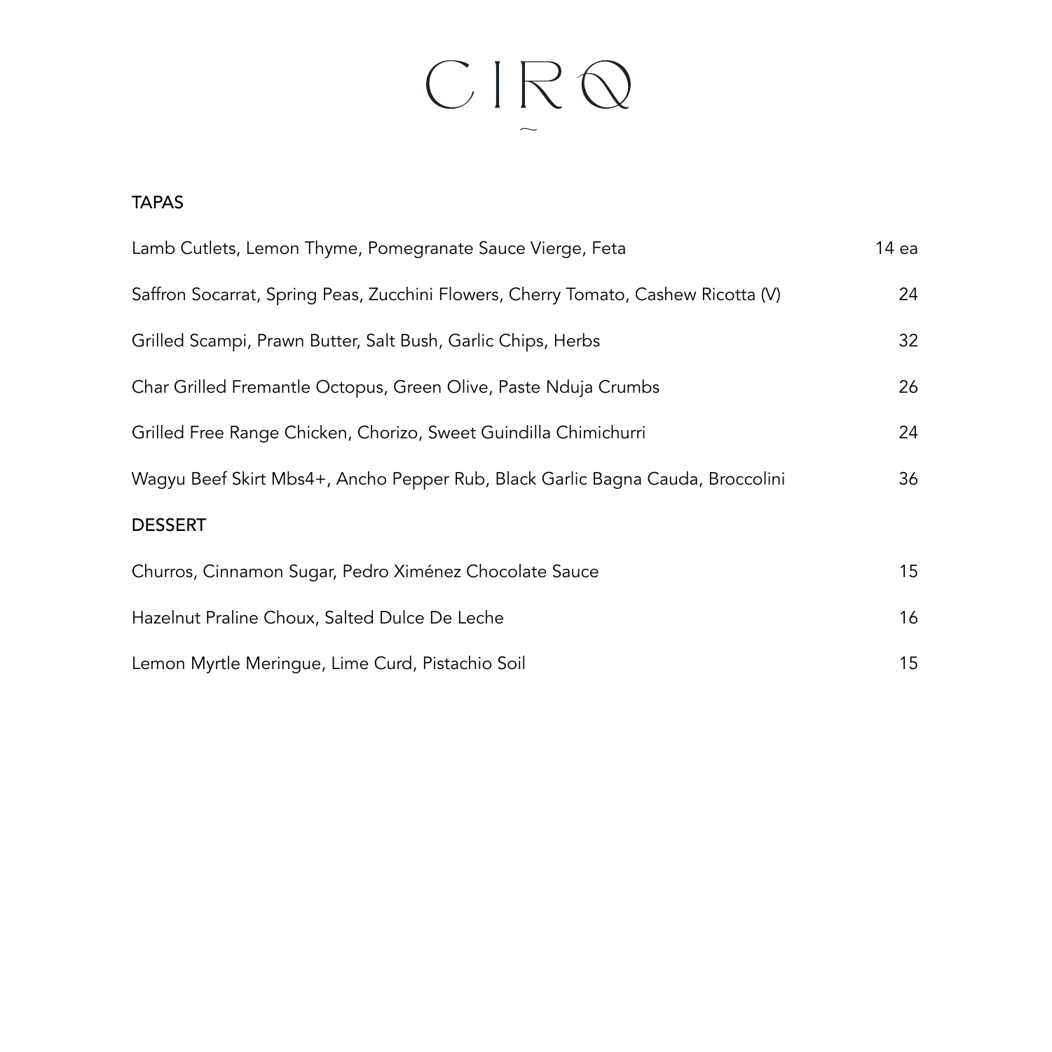# CIRQ

## TAPAS

| | |
|---|---|
| Lamb Cutlets, Lemon Thyme, Pomegranate Sauce Vierge, Feta | 14 ea |
| Saffron Socarrat, Spring Peas, Zucchini Flowers, Cherry Tomato, Cashew Ricotta (V) | 24 |
| Grilled Scampi, Prawn Butter, Salt Bush, Garlic Chips, Herbs | 32 |
| Char Grilled Fremantle Octopus, Green Olive, Paste Nduja Crumbs | 26 |
| Grilled Free Range Chicken, Chorizo, Sweet Guindilla Chimichurri | 24 |
| Wagyu Beef Skirt Mbs4+, Ancho Pepper Rub, Black Garlic Bagna Cauda, Broccolini | 36 |

## DESSERT

| | |
|---|---|
| Churros, Cinnamon Sugar, Pedro Ximénez Chocolate Sauce | 15 |
| Hazelnut Praline Choux, Salted Dulce De Leche | 16 |
| Lemon Myrtle Meringue, Lime Curd, Pistachio Soil | 15 |